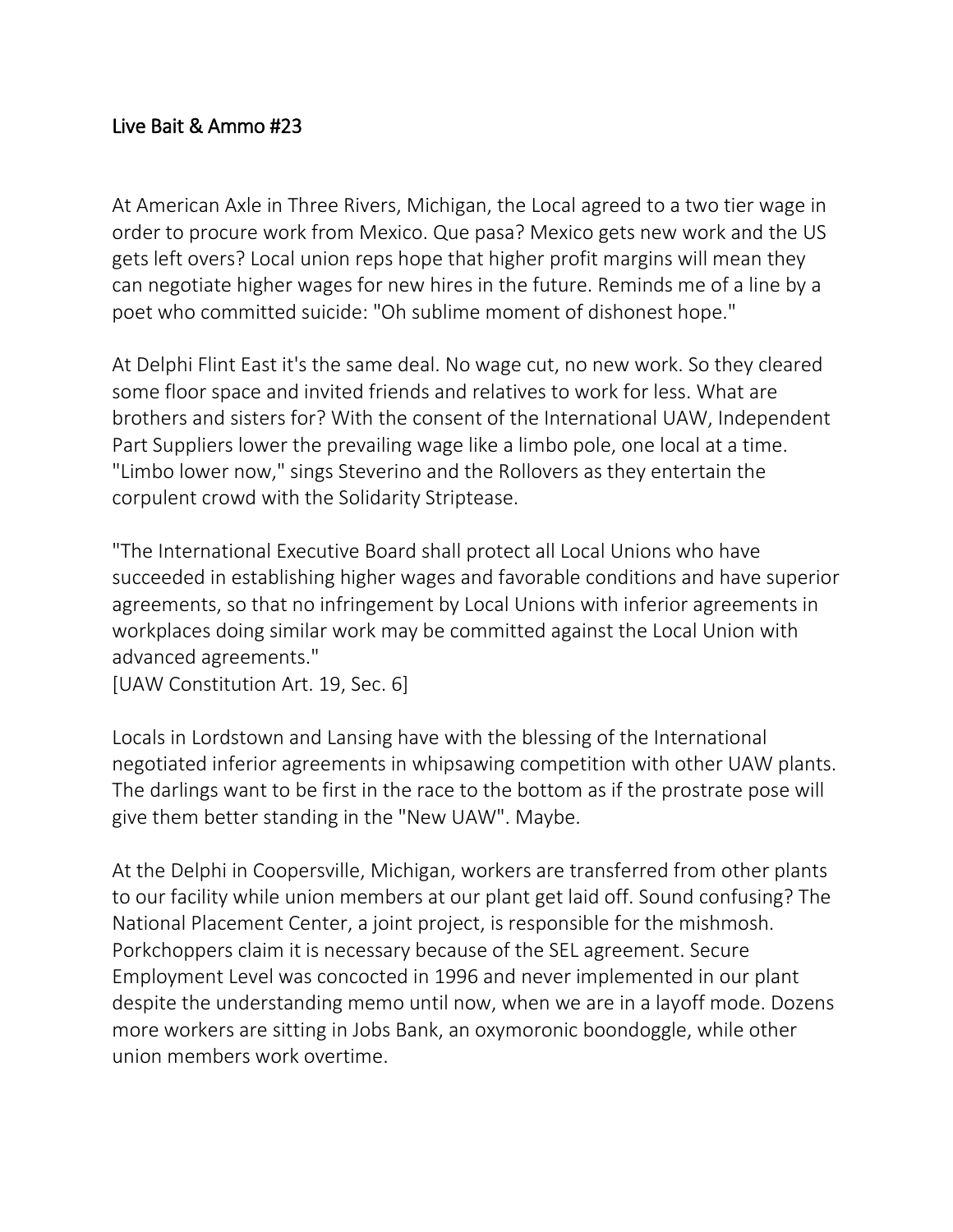# Live Bait & Ammo #23

At American Axle in Three Rivers, Michigan, the Local agreed to a two tier wage in order to procure work from Mexico. Que pasa? Mexico gets new work and the US gets left overs? Local union reps hope that higher profit margins will mean they can negotiate higher wages for new hires in the future. Reminds me of a line by a poet who committed suicide: "Oh sublime moment of dishonest hope."

At Delphi Flint East it's the same deal. No wage cut, no new work. So they cleared some floor space and invited friends and relatives to work for less. What are brothers and sisters for? With the consent of the International UAW, Independent Part Suppliers lower the prevailing wage like a limbo pole, one local at a time. "Limbo lower now," sings Steverino and the Rollovers as they entertain the corpulent crowd with the Solidarity Striptease.

"The International Executive Board shall protect all Local Unions who have succeeded in establishing higher wages and favorable conditions and have superior agreements, so that no infringement by Local Unions with inferior agreements in workplaces doing similar work may be committed against the Local Union with advanced agreements."
[UAW Constitution Art. 19, Sec. 6]

Locals in Lordstown and Lansing have with the blessing of the International negotiated inferior agreements in whipsawing competition with other UAW plants. The darlings want to be first in the race to the bottom as if the prostrate pose will give them better standing in the "New UAW". Maybe.

At the Delphi in Coopersville, Michigan, workers are transferred from other plants to our facility while union members at our plant get laid off. Sound confusing? The National Placement Center, a joint project, is responsible for the mishmosh. Porkchoppers claim it is necessary because of the SEL agreement. Secure Employment Level was concocted in 1996 and never implemented in our plant despite the understanding memo until now, when we are in a layoff mode. Dozens more workers are sitting in Jobs Bank, an oxymoronic boondoggle, while other union members work overtime.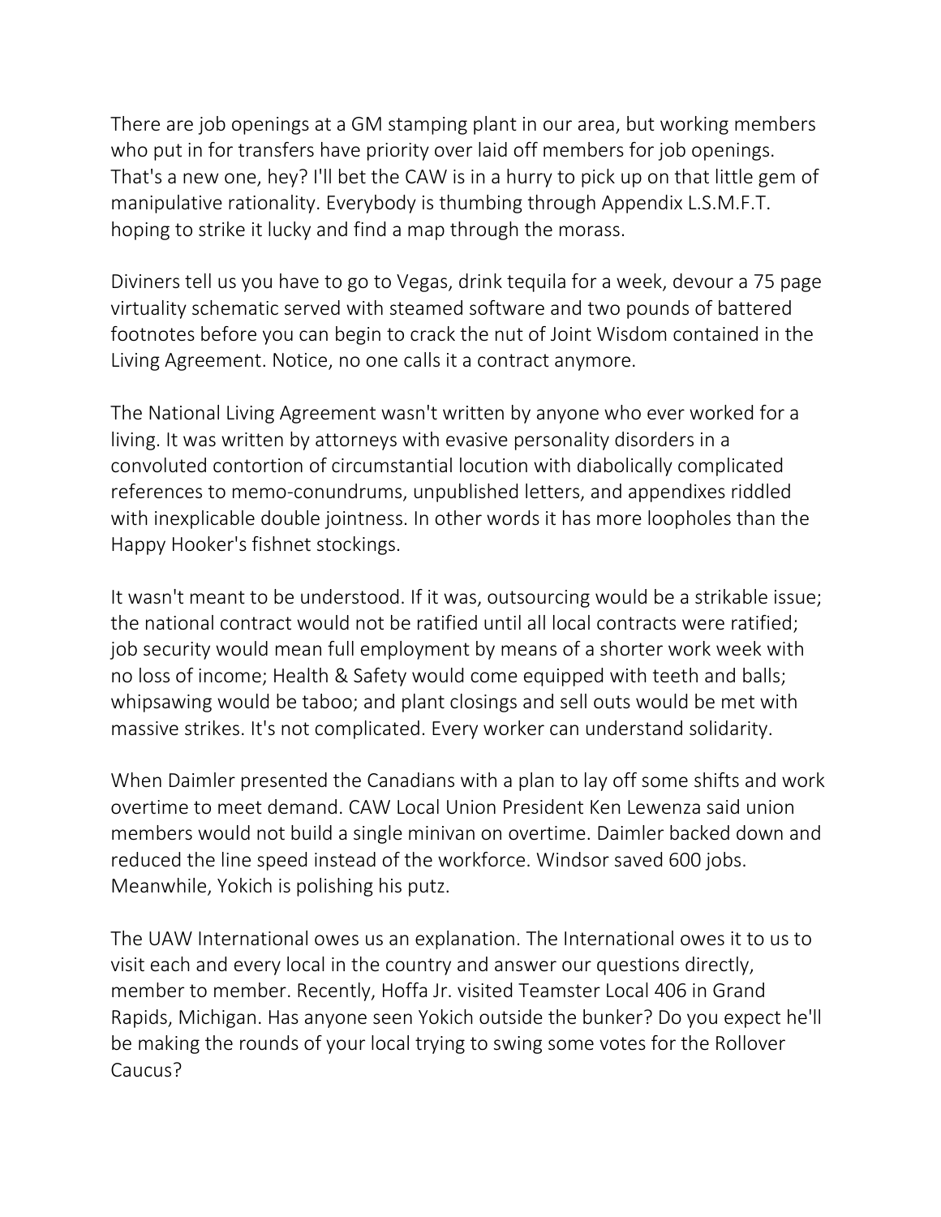There are job openings at a GM stamping plant in our area, but working members who put in for transfers have priority over laid off members for job openings. That's a new one, hey? I'll bet the CAW is in a hurry to pick up on that little gem of manipulative rationality. Everybody is thumbing through Appendix L.S.M.F.T. hoping to strike it lucky and find a map through the morass.

Diviners tell us you have to go to Vegas, drink tequila for a week, devour a 75 page virtuality schematic served with steamed software and two pounds of battered footnotes before you can begin to crack the nut of Joint Wisdom contained in the Living Agreement. Notice, no one calls it a contract anymore.

The National Living Agreement wasn't written by anyone who ever worked for a living. It was written by attorneys with evasive personality disorders in a convoluted contortion of circumstantial locution with diabolically complicated references to memo-conundrums, unpublished letters, and appendixes riddled with inexplicable double jointness. In other words it has more loopholes than the Happy Hooker's fishnet stockings.

It wasn't meant to be understood. If it was, outsourcing would be a strikable issue; the national contract would not be ratified until all local contracts were ratified; job security would mean full employment by means of a shorter work week with no loss of income; Health & Safety would come equipped with teeth and balls; whipsawing would be taboo; and plant closings and sell outs would be met with massive strikes. It's not complicated. Every worker can understand solidarity.

When Daimler presented the Canadians with a plan to lay off some shifts and work overtime to meet demand. CAW Local Union President Ken Lewenza said union members would not build a single minivan on overtime. Daimler backed down and reduced the line speed instead of the workforce. Windsor saved 600 jobs. Meanwhile, Yokich is polishing his putz.

The UAW International owes us an explanation. The International owes it to us to visit each and every local in the country and answer our questions directly, member to member. Recently, Hoffa Jr. visited Teamster Local 406 in Grand Rapids, Michigan. Has anyone seen Yokich outside the bunker? Do you expect he'll be making the rounds of your local trying to swing some votes for the Rollover Caucus?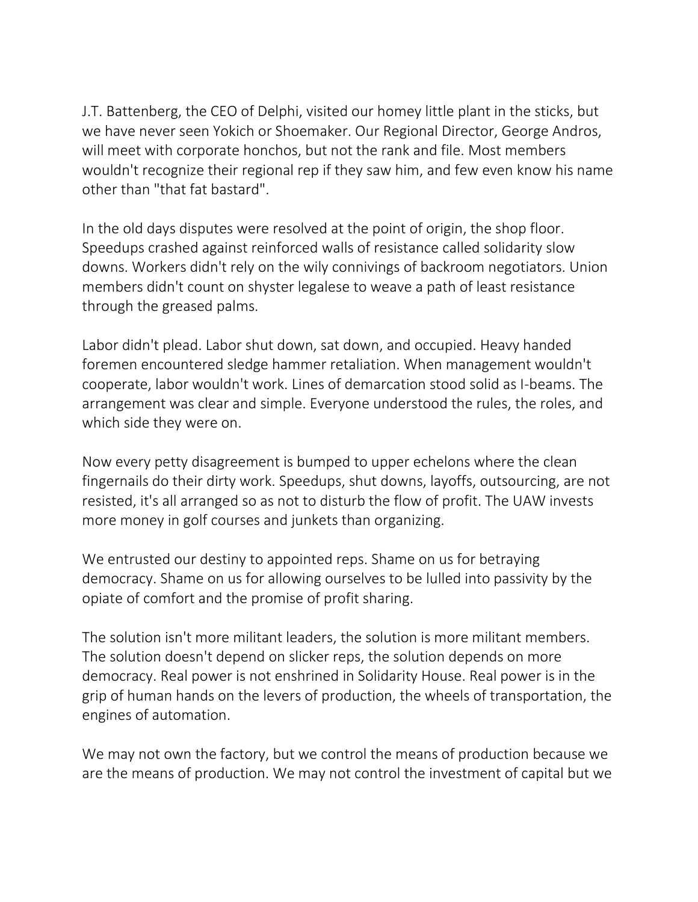J.T. Battenberg, the CEO of Delphi, visited our homey little plant in the sticks, but we have never seen Yokich or Shoemaker. Our Regional Director, George Andros, will meet with corporate honchos, but not the rank and file. Most members wouldn't recognize their regional rep if they saw him, and few even know his name other than "that fat bastard".

In the old days disputes were resolved at the point of origin, the shop floor. Speedups crashed against reinforced walls of resistance called solidarity slow downs. Workers didn't rely on the wily connivings of backroom negotiators. Union members didn't count on shyster legalese to weave a path of least resistance through the greased palms.

Labor didn't plead. Labor shut down, sat down, and occupied. Heavy handed foremen encountered sledge hammer retaliation. When management wouldn't cooperate, labor wouldn't work. Lines of demarcation stood solid as I-beams. The arrangement was clear and simple. Everyone understood the rules, the roles, and which side they were on.

Now every petty disagreement is bumped to upper echelons where the clean fingernails do their dirty work. Speedups, shut downs, layoffs, outsourcing, are not resisted, it's all arranged so as not to disturb the flow of profit. The UAW invests more money in golf courses and junkets than organizing.

We entrusted our destiny to appointed reps. Shame on us for betraying democracy. Shame on us for allowing ourselves to be lulled into passivity by the opiate of comfort and the promise of profit sharing.

The solution isn't more militant leaders, the solution is more militant members. The solution doesn't depend on slicker reps, the solution depends on more democracy. Real power is not enshrined in Solidarity House. Real power is in the grip of human hands on the levers of production, the wheels of transportation, the engines of automation.

We may not own the factory, but we control the means of production because we are the means of production. We may not control the investment of capital but we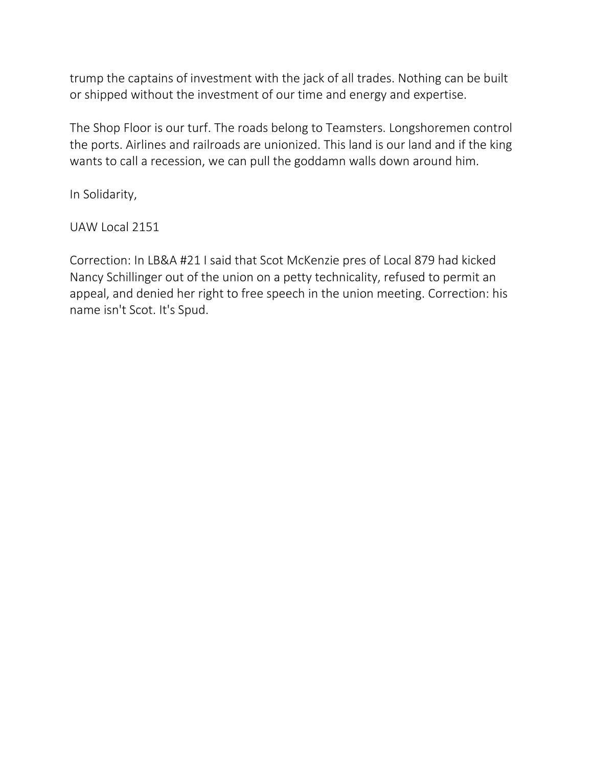trump the captains of investment with the jack of all trades. Nothing can be built or shipped without the investment of our time and energy and expertise.

The Shop Floor is our turf. The roads belong to Teamsters. Longshoremen control the ports. Airlines and railroads are unionized. This land is our land and if the king wants to call a recession, we can pull the goddamn walls down around him.

In Solidarity,

UAW Local 2151

Correction: In LB&A #21 I said that Scot McKenzie pres of Local 879 had kicked Nancy Schillinger out of the union on a petty technicality, refused to permit an appeal, and denied her right to free speech in the union meeting. Correction: his name isn't Scot. It's Spud.